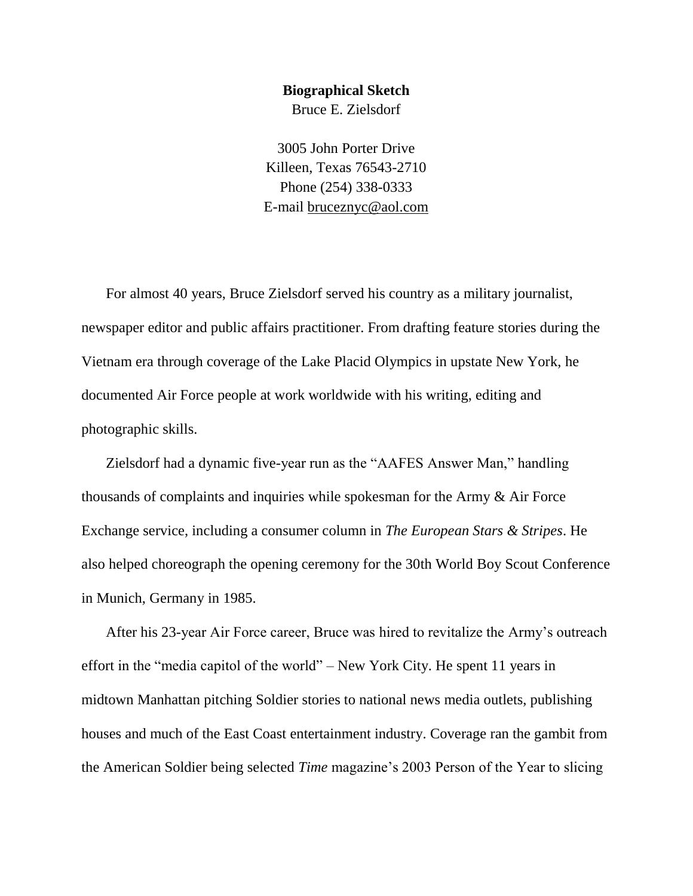**Biographical Sketch**

Bruce E. Zielsdorf

3005 John Porter Drive
Killeen, Texas 76543-2710
Phone (254) 338-0333
E-mail bruceznyc@aol.com

For almost 40 years, Bruce Zielsdorf served his country as a military journalist, newspaper editor and public affairs practitioner. From drafting feature stories during the Vietnam era through coverage of the Lake Placid Olympics in upstate New York, he documented Air Force people at work worldwide with his writing, editing and photographic skills.

Zielsdorf had a dynamic five-year run as the "AAFES Answer Man," handling thousands of complaints and inquiries while spokesman for the Army & Air Force Exchange service, including a consumer column in *The European Stars & Stripes*. He also helped choreograph the opening ceremony for the 30th World Boy Scout Conference in Munich, Germany in 1985.

After his 23-year Air Force career, Bruce was hired to revitalize the Army's outreach effort in the "media capitol of the world" – New York City. He spent 11 years in midtown Manhattan pitching Soldier stories to national news media outlets, publishing houses and much of the East Coast entertainment industry. Coverage ran the gambit from the American Soldier being selected *Time* magazine's 2003 Person of the Year to slicing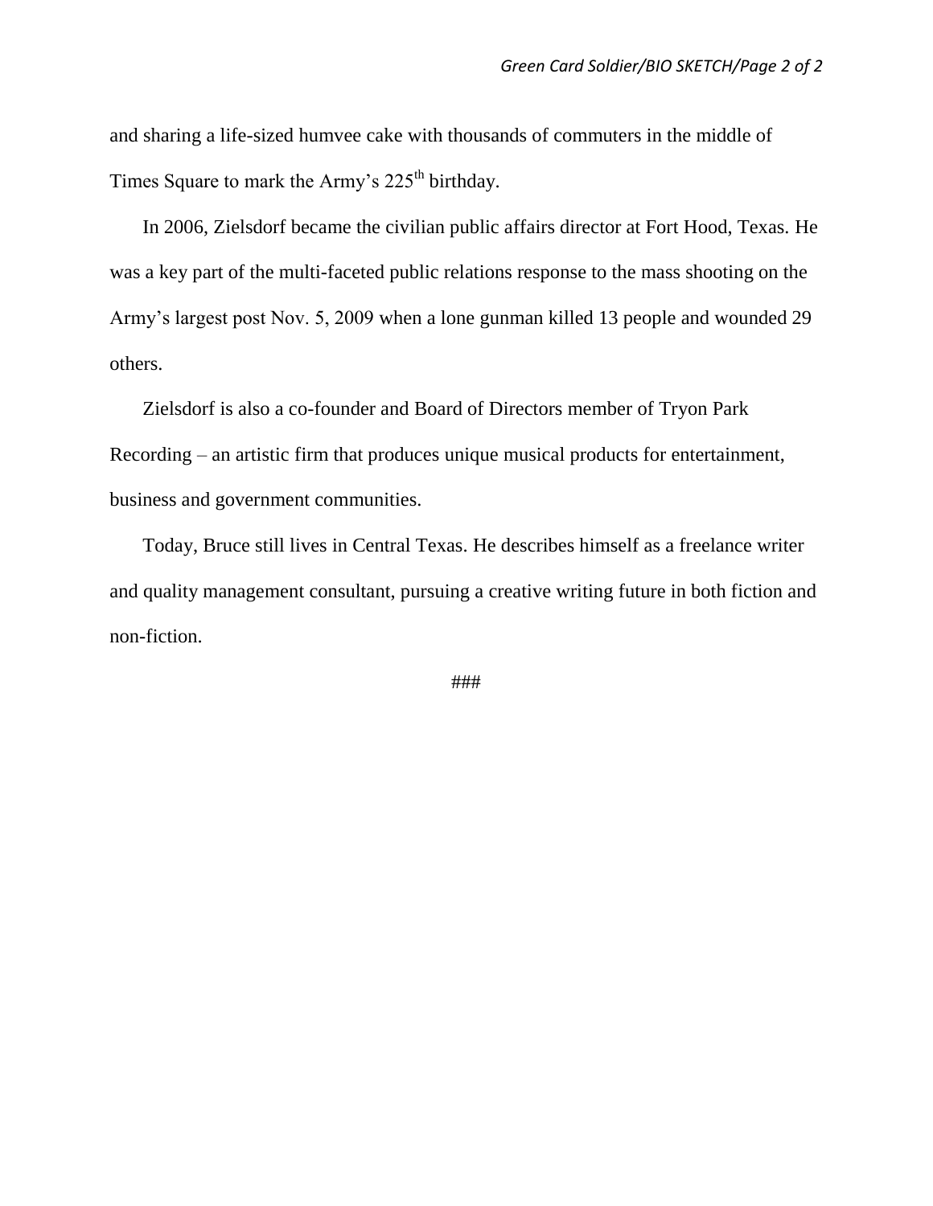and sharing a life-sized humvee cake with thousands of commuters in the middle of Times Square to mark the Army's 225th birthday.

In 2006, Zielsdorf became the civilian public affairs director at Fort Hood, Texas. He was a key part of the multi-faceted public relations response to the mass shooting on the Army's largest post Nov. 5, 2009 when a lone gunman killed 13 people and wounded 29 others.

Zielsdorf is also a co-founder and Board of Directors member of Tryon Park Recording – an artistic firm that produces unique musical products for entertainment, business and government communities.

Today, Bruce still lives in Central Texas. He describes himself as a freelance writer and quality management consultant, pursuing a creative writing future in both fiction and non-fiction.

###